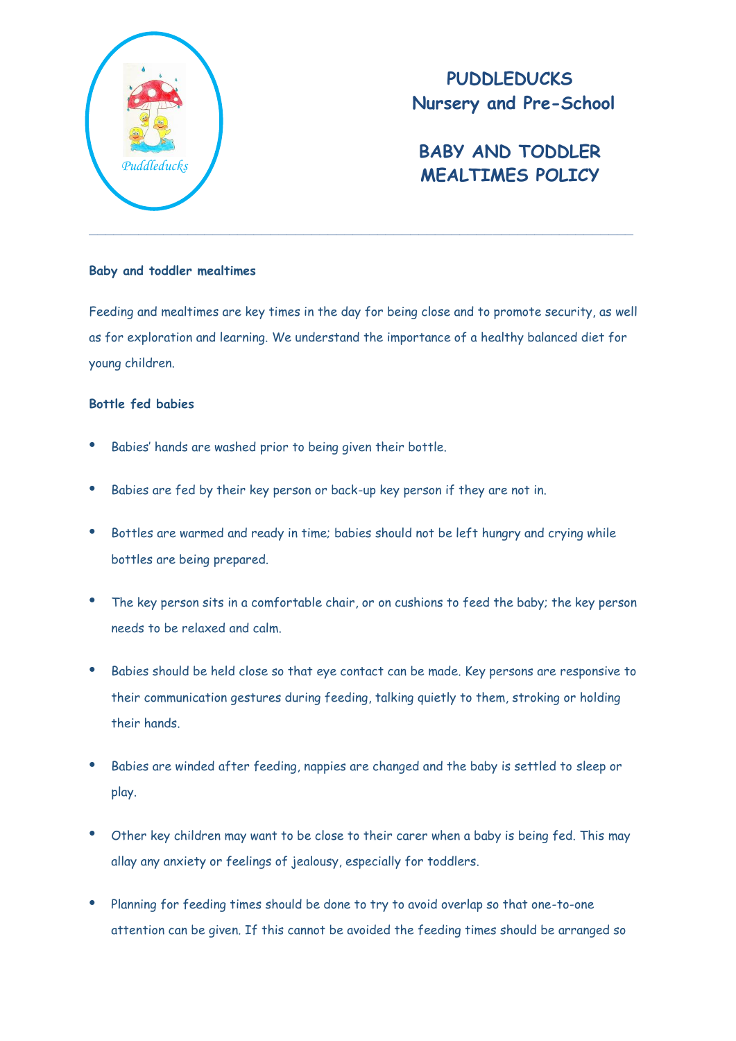# PUDDLEDUCKS
# Nursery and Pre-School

# BABY AND TODDLER MEALTIMES POLICY

---

**Baby and toddler mealtimes**

Feeding and mealtimes are key times in the day for being close and to promote security, as well as for exploration and learning. We understand the importance of a healthy balanced diet for young children.

**Bottle fed babies**

- Babies' hands are washed prior to being given their bottle.
- Babies are fed by their key person or back-up key person if they are not in.
- Bottles are warmed and ready in time; babies should not be left hungry and crying while bottles are being prepared.
- The key person sits in a comfortable chair, or on cushions to feed the baby; the key person needs to be relaxed and calm.
- Babies should be held close so that eye contact can be made. Key persons are responsive to their communication gestures during feeding, talking quietly to them, stroking or holding their hands.
- Babies are winded after feeding, nappies are changed and the baby is settled to sleep or play.
- Other key children may want to be close to their carer when a baby is being fed. This may allay any anxiety or feelings of jealousy, especially for toddlers.
- Planning for feeding times should be done to try to avoid overlap so that one-to-one attention can be given. If this cannot be avoided the feeding times should be arranged so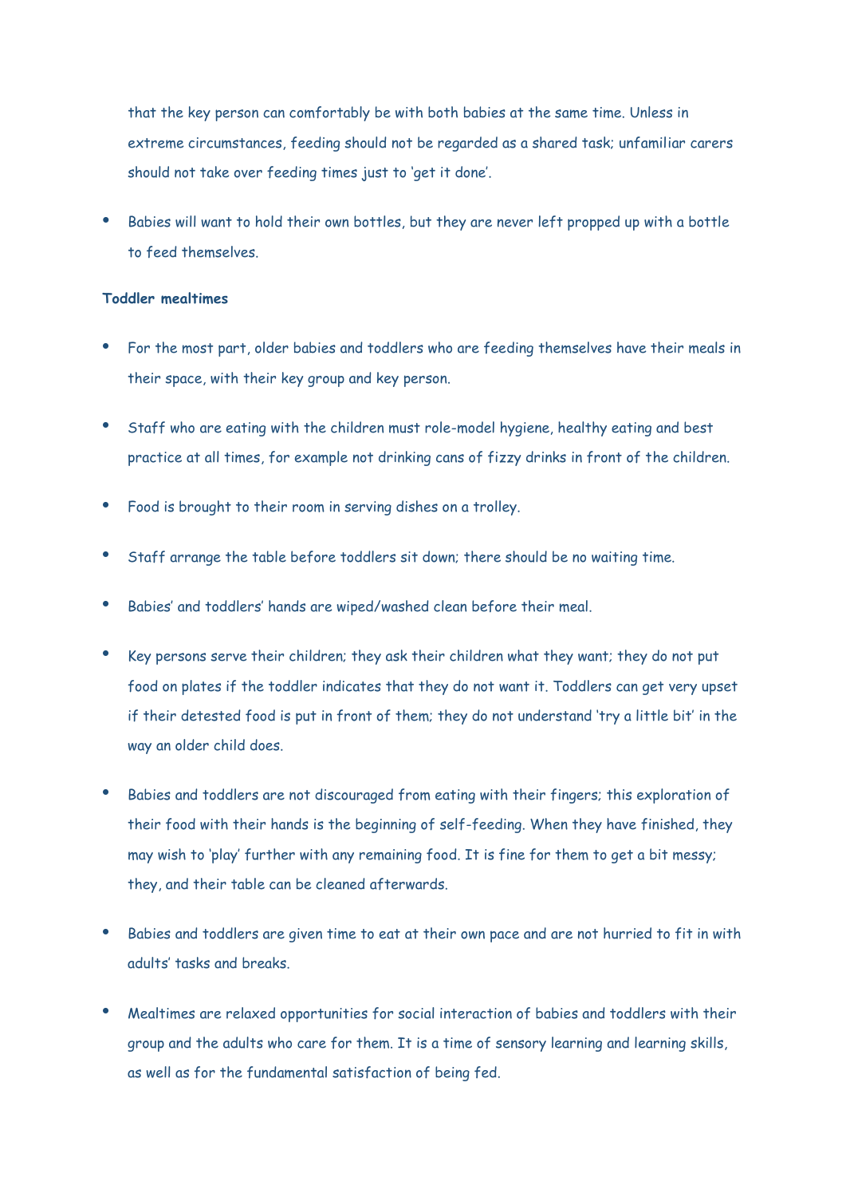that the key person can comfortably be with both babies at the same time. Unless in extreme circumstances, feeding should not be regarded as a shared task; unfamiliar carers should not take over feeding times just to 'get it done'.

- Babies will want to hold their own bottles, but they are never left propped up with a bottle to feed themselves.

**Toddler mealtimes**

- For the most part, older babies and toddlers who are feeding themselves have their meals in their space, with their key group and key person.
- Staff who are eating with the children must role-model hygiene, healthy eating and best practice at all times, for example not drinking cans of fizzy drinks in front of the children.
- Food is brought to their room in serving dishes on a trolley.
- Staff arrange the table before toddlers sit down; there should be no waiting time.
- Babies' and toddlers' hands are wiped/washed clean before their meal.
- Key persons serve their children; they ask their children what they want; they do not put food on plates if the toddler indicates that they do not want it. Toddlers can get very upset if their detested food is put in front of them; they do not understand 'try a little bit' in the way an older child does.
- Babies and toddlers are not discouraged from eating with their fingers; this exploration of their food with their hands is the beginning of self-feeding. When they have finished, they may wish to 'play' further with any remaining food. It is fine for them to get a bit messy; they, and their table can be cleaned afterwards.
- Babies and toddlers are given time to eat at their own pace and are not hurried to fit in with adults' tasks and breaks.
- Mealtimes are relaxed opportunities for social interaction of babies and toddlers with their group and the adults who care for them. It is a time of sensory learning and learning skills, as well as for the fundamental satisfaction of being fed.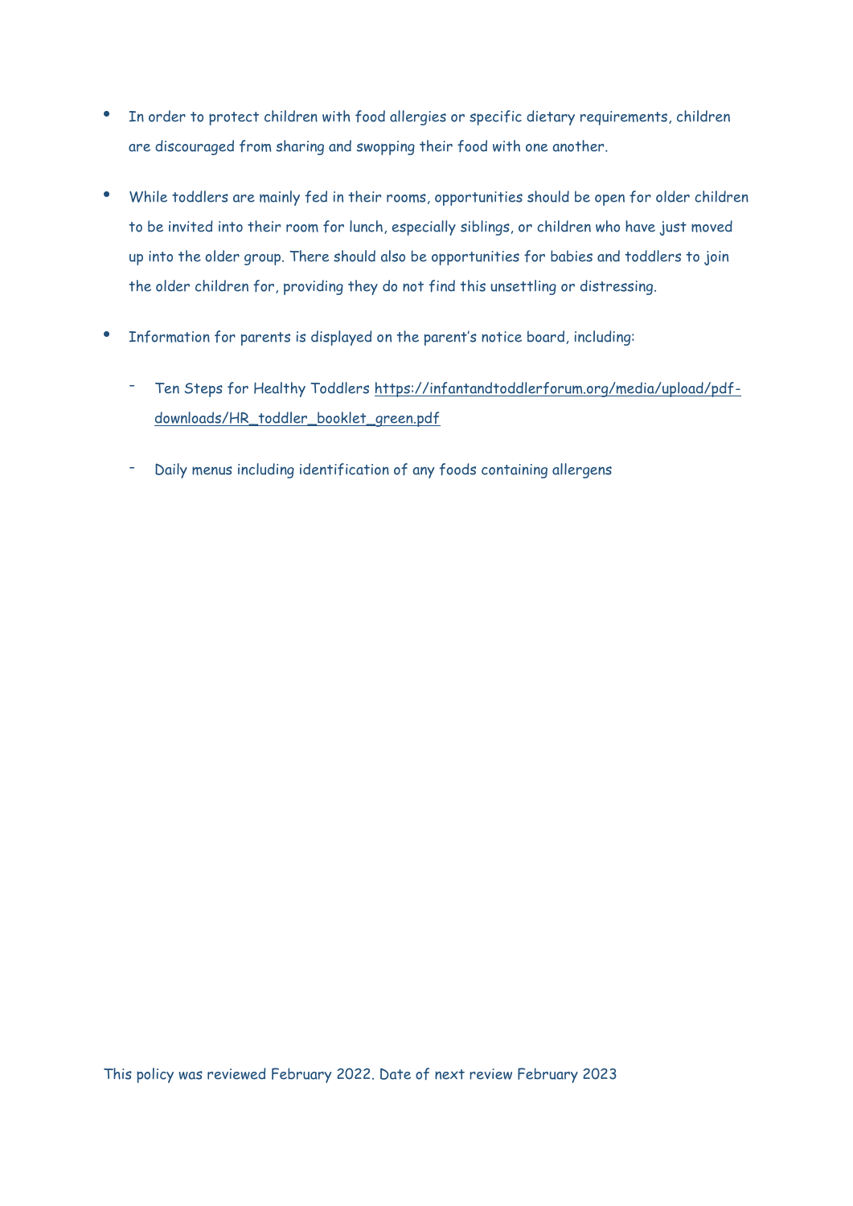- In order to protect children with food allergies or specific dietary requirements, children are discouraged from sharing and swopping their food with one another.

- While toddlers are mainly fed in their rooms, opportunities should be open for older children to be invited into their room for lunch, especially siblings, or children who have just moved up into the older group. There should also be opportunities for babies and toddlers to join the older children for, providing they do not find this unsettling or distressing.

- Information for parents is displayed on the parent's notice board, including:

  - Ten Steps for Healthy Toddlers https://infantandtoddlerforum.org/media/upload/pdf-downloads/HR_toddler_booklet_green.pdf

  - Daily menus including identification of any foods containing allergens

This policy was reviewed February 2022. Date of next review February 2023